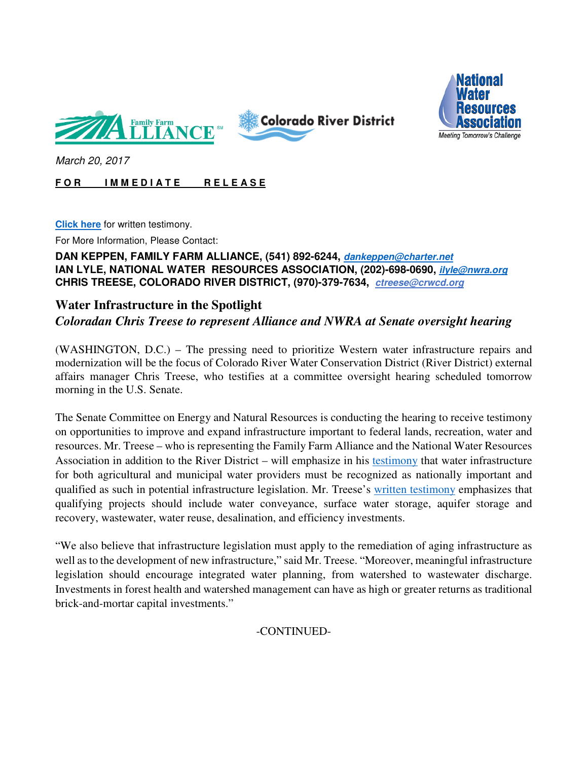Family Farm ALLIANCE | Colorado River District | National Water Resources Association — Meeting Tomorrow's Challenge

*March 20, 2017*

**FOR IMMEDIATE RELEASE**

**Click here** for written testimony.

For More Information, Please Contact:

**DAN KEPPEN, FAMILY FARM ALLIANCE, (541) 892-6244, *dankeppen@charter.net***
**IAN LYLE, NATIONAL WATER RESOURCES ASSOCIATION, (202)-698-0690, *ilyle@nwra.org***
**CHRIS TREESE, COLORADO RIVER DISTRICT, (970)-379-7634, *ctreese@crwcd.org***

## Water Infrastructure in the Spotlight

### *Coloradan Chris Treese to represent Alliance and NWRA at Senate oversight hearing*

(WASHINGTON, D.C.) – The pressing need to prioritize Western water infrastructure repairs and modernization will be the focus of Colorado River Water Conservation District (River District) external affairs manager Chris Treese, who testifies at a committee oversight hearing scheduled tomorrow morning in the U.S. Senate.

The Senate Committee on Energy and Natural Resources is conducting the hearing to receive testimony on opportunities to improve and expand infrastructure important to federal lands, recreation, water and resources. Mr. Treese – who is representing the Family Farm Alliance and the National Water Resources Association in addition to the River District – will emphasize in his testimony that water infrastructure for both agricultural and municipal water providers must be recognized as nationally important and qualified as such in potential infrastructure legislation. Mr. Treese's written testimony emphasizes that qualifying projects should include water conveyance, surface water storage, aquifer storage and recovery, wastewater, water reuse, desalination, and efficiency investments.

"We also believe that infrastructure legislation must apply to the remediation of aging infrastructure as well as to the development of new infrastructure," said Mr. Treese. "Moreover, meaningful infrastructure legislation should encourage integrated water planning, from watershed to wastewater discharge. Investments in forest health and watershed management can have as high or greater returns as traditional brick-and-mortar capital investments."

-CONTINUED-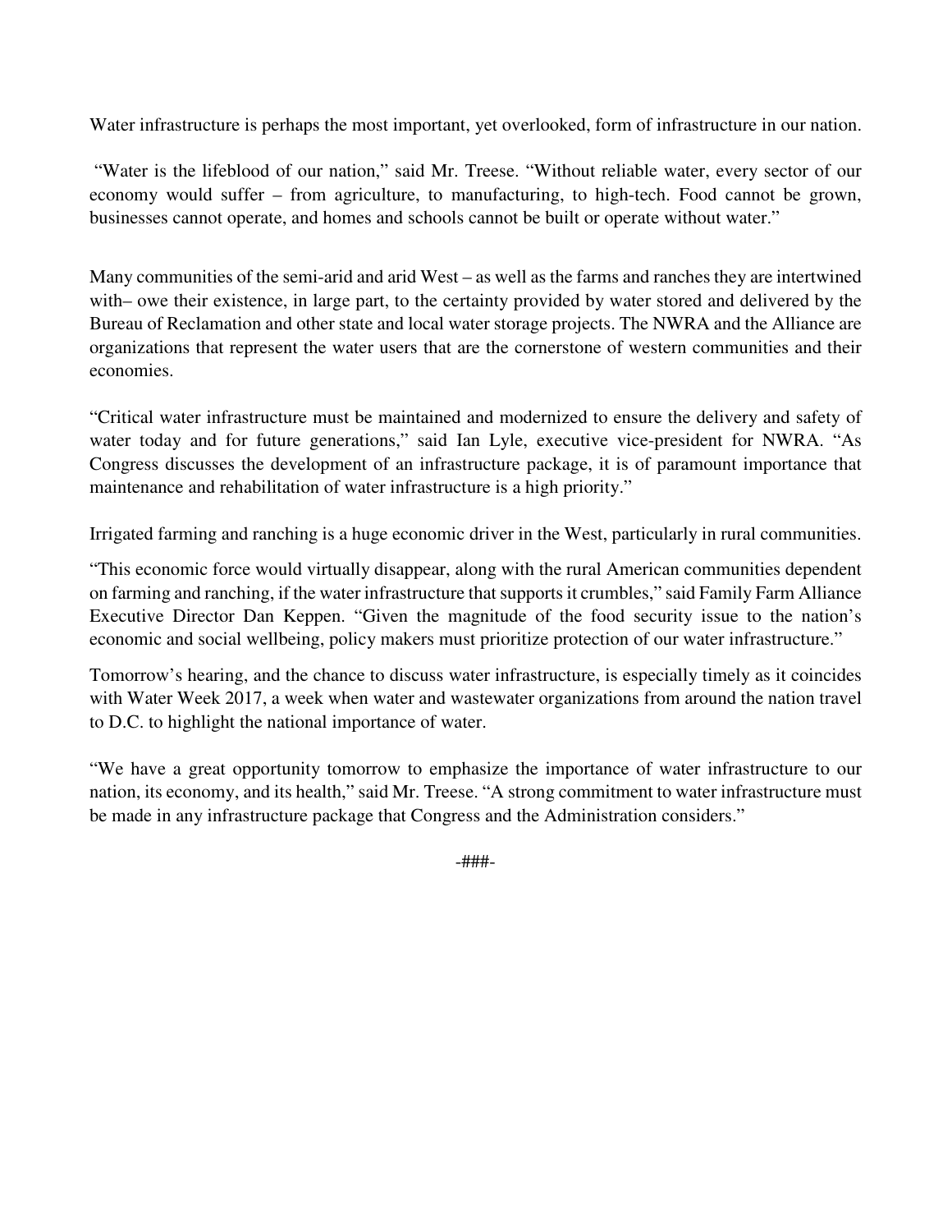Water infrastructure is perhaps the most important, yet overlooked, form of infrastructure in our nation.

"Water is the lifeblood of our nation," said Mr. Treese. "Without reliable water, every sector of our economy would suffer – from agriculture, to manufacturing, to high-tech. Food cannot be grown, businesses cannot operate, and homes and schools cannot be built or operate without water."

Many communities of the semi-arid and arid West – as well as the farms and ranches they are intertwined with– owe their existence, in large part, to the certainty provided by water stored and delivered by the Bureau of Reclamation and other state and local water storage projects. The NWRA and the Alliance are organizations that represent the water users that are the cornerstone of western communities and their economies.

"Critical water infrastructure must be maintained and modernized to ensure the delivery and safety of water today and for future generations," said Ian Lyle, executive vice-president for NWRA. "As Congress discusses the development of an infrastructure package, it is of paramount importance that maintenance and rehabilitation of water infrastructure is a high priority."

Irrigated farming and ranching is a huge economic driver in the West, particularly in rural communities.

"This economic force would virtually disappear, along with the rural American communities dependent on farming and ranching, if the water infrastructure that supports it crumbles," said Family Farm Alliance Executive Director Dan Keppen. "Given the magnitude of the food security issue to the nation's economic and social wellbeing, policy makers must prioritize protection of our water infrastructure."

Tomorrow's hearing, and the chance to discuss water infrastructure, is especially timely as it coincides with Water Week 2017, a week when water and wastewater organizations from around the nation travel to D.C. to highlight the national importance of water.

"We have a great opportunity tomorrow to emphasize the importance of water infrastructure to our nation, its economy, and its health," said Mr. Treese. "A strong commitment to water infrastructure must be made in any infrastructure package that Congress and the Administration considers."

-###-